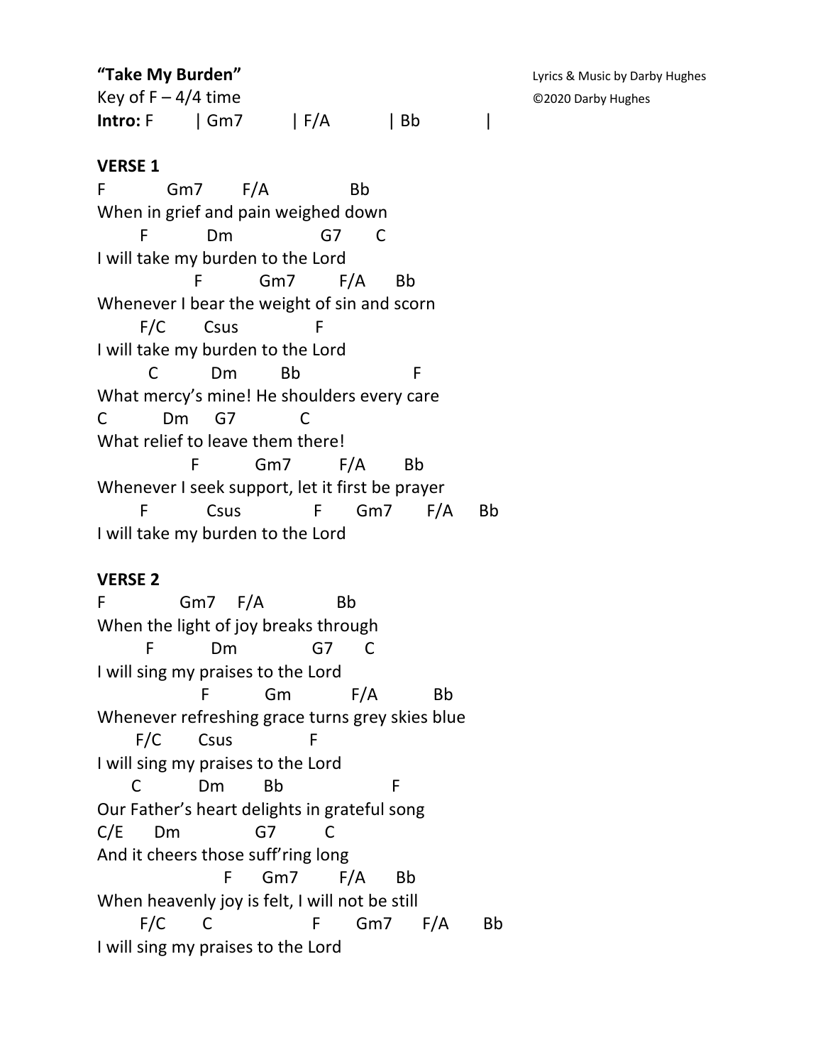**"Take My Burden"**
Key of F – 4/4 time
**Intro:** F | Gm7 | F/A | Bb |

Lyrics & Music by Darby Hughes
©2020 Darby Hughes

**VERSE 1**

```
F            Gm7        F/A                Bb
When in grief and pain weighed down
       F            Dm                  G7       C
I will take my burden to the Lord
                   F           Gm7         F/A      Bb
Whenever I bear the weight of sin and scorn
        F/C        Csus                F
I will take my burden to the Lord
          C           Dm         Bb                     F
What mercy's mine! He shoulders every care
C           Dm     G7            C
What relief to leave them there!
                  F           Gm7         F/A        Bb
Whenever I seek support, let it first be prayer
        F            Csus              F       Gm7       F/A      Bb
I will take my burden to the Lord
```

**VERSE 2**

```
F              Gm7    F/A              Bb
When the light of joy breaks through
         F           Dm              G7      C
I will sing my praises to the Lord
                    F           Gm           F/A           Bb
Whenever refreshing grace turns grey skies blue
       F/C       Csus              F
I will sing my praises to the Lord
      C           Dm        Bb                   F
Our Father's heart delights in grateful song
C/E       Dm              G7          C
And it cheers those suff'ring long
                        F      Gm7        F/A      Bb
When heavenly joy is felt, I will not be still
        F/C       C                   F       Gm7      F/A       Bb
I will sing my praises to the Lord
```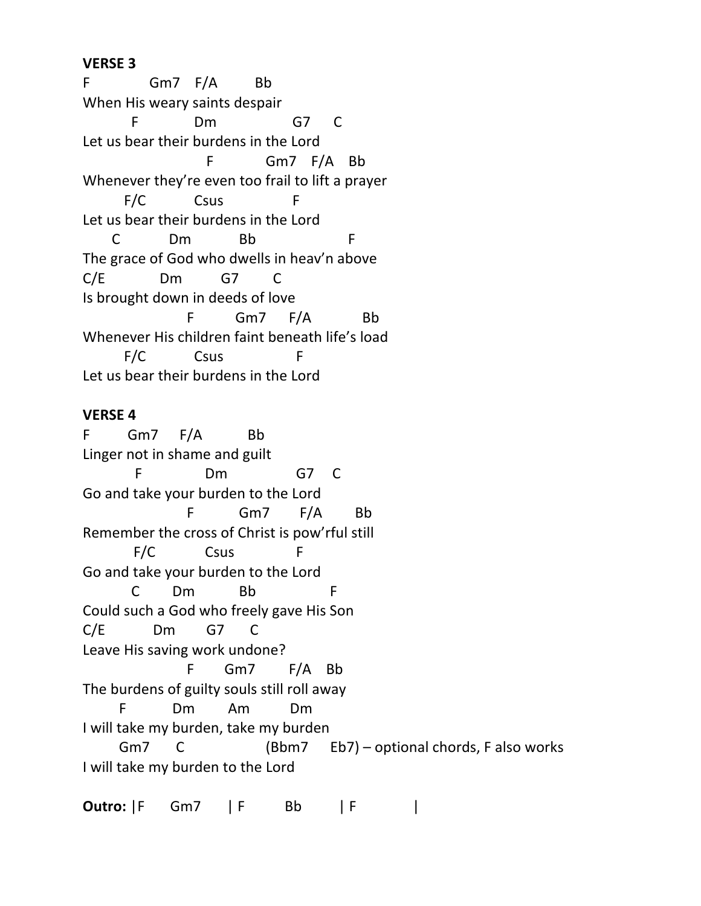**VERSE 3**

```
F             Gm7    F/A         Bb
When His weary saints despair
          F             Dm                  G7      C
Let us bear their burdens in the Lord
                          F            Gm7   F/A    Bb
Whenever they're even too frail to lift a prayer
        F/C           Csus               F
Let us bear their burdens in the Lord
     C            Dm           Bb                  F
The grace of God who dwells in heav'n above
C/E             Dm         G7        C
Is brought down in deeds of love
                      F         Gm7      F/A           Bb
Whenever His children faint beneath life's load
        F/C           Csus                F
Let us bear their burdens in the Lord
```

**VERSE 4**

```
F        Gm7     F/A          Bb
Linger not in shame and guilt
           F              Dm               G7     C
Go and take your burden to the Lord
                      F          Gm7       F/A        Bb
Remember the cross of Christ is pow'rful still
           F/C           Csus              F
Go and take your burden to the Lord
          C       Dm          Bb               F
Could such a God who freely gave His Son
C/E           Dm       G7      C
Leave His saving work undone?
                      F       Gm7       F/A    Bb
The burdens of guilty souls still roll away
       F           Dm        Am         Dm
I will take my burden, take my burden
       Gm7      C                  (Bbm7      Eb7) – optional chords, F also works
I will take my burden to the Lord
```

**Outro:** |F      Gm7      | F         Bb        | F              |